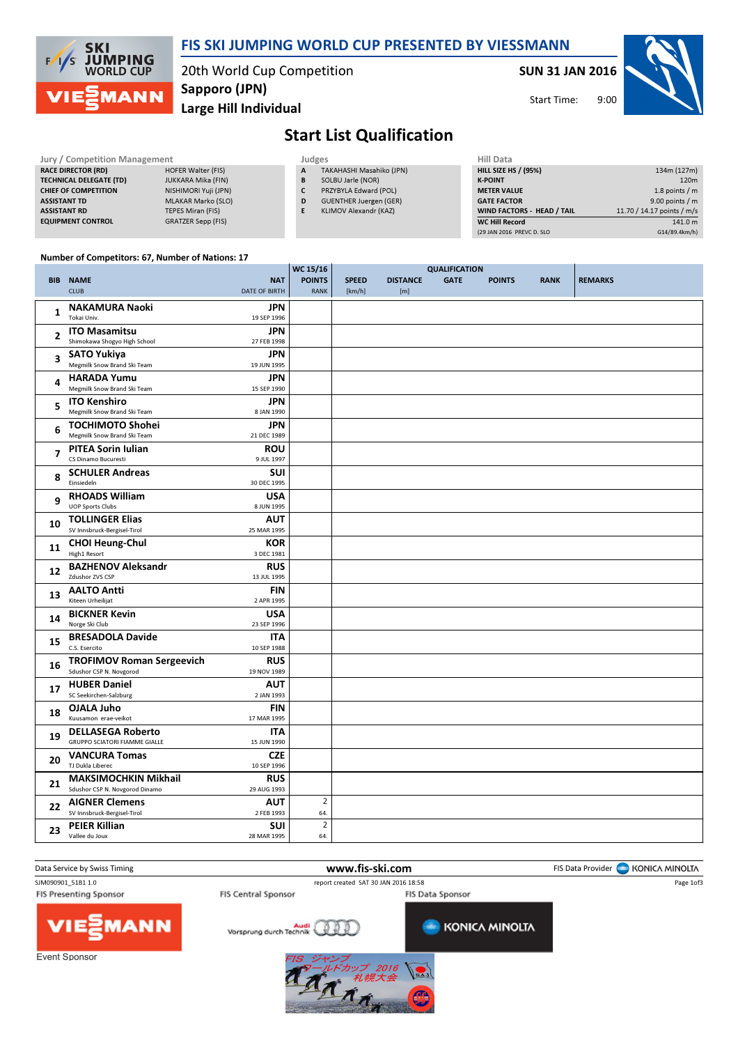# FIS SKI JUMPING WORLD CUP PRESENTED BY VIESSMANN

20th World Cup Competition
**Sapporo (JPN)**
**Large Hill Individual**

**SUN 31 JAN 2016**
Start Time: 9:00

## Start List Qualification

| Jury / Competition Management | |
|---|---|
| RACE DIRECTOR (RD) | HOFER Walter (FIS) |
| TECHNICAL DELEGATE (TD) | JUKKARA Mika (FIN) |
| CHIEF OF COMPETITION | NISHIMORI Yuji (JPN) |
| ASSISTANT TD | MLAKAR Marko (SLO) |
| ASSISTANT RD | TEPES Miran (FIS) |
| EQUIPMENT CONTROL | GRATZER Sepp (FIS) |

| Judges | |
|---|---|
| A | TAKAHASHI Masahiko (JPN) |
| B | SOLBU Jarle (NOR) |
| C | PRZYBYLA Edward (POL) |
| D | GUENTHER Juergen (GER) |
| E | KLIMOV Alexandr (KAZ) |

| Hill Data | |
|---|---|
| HILL SIZE HS / (95%) | 134m (127m) |
| K-POINT | 120m |
| METER VALUE | 1.8 points / m |
| GATE FACTOR | 9.00 points / m |
| WIND FACTORS - HEAD / TAIL | 11.70 / 14.17 points / m/s |
| WC Hill Record | 141.0 m |
| (29 JAN 2016 PREVC D. SLO | G14/89.4km/h) |

Number of Competitors: 67, Number of Nations: 17

| BIB | NAME / CLUB | NAT / DATE OF BIRTH | WC 15/16 POINTS / RANK | SPEED [km/h] | DISTANCE [m] | GATE | POINTS | RANK | REMARKS |
|---|---|---|---|---|---|---|---|---|---|
| 1 | **NAKAMURA Naoki** Tokai Univ. | JPN 19 SEP 1996 | | | | | | | |
| 2 | **ITO Masamitsu** Shimokawa Shogyo High School | JPN 27 FEB 1998 | | | | | | | |
| 3 | **SATO Yukiya** Megmilk Snow Brand Ski Team | JPN 19 JUN 1995 | | | | | | | |
| 4 | **HARADA Yumu** Megmilk Snow Brand Ski Team | JPN 15 SEP 1990 | | | | | | | |
| 5 | **ITO Kenshiro** Megmilk Snow Brand Ski Team | JPN 8 JAN 1990 | | | | | | | |
| 6 | **TOCHIMOTO Shohei** Megmilk Snow Brand Ski Team | JPN 21 DEC 1989 | | | | | | | |
| 7 | **PITEA Sorin Iulian** CS Dinamo Bucuresti | ROU 9 JUL 1997 | | | | | | | |
| 8 | **SCHULER Andreas** Einsiedeln | SUI 30 DEC 1995 | | | | | | | |
| 9 | **RHOADS William** UOP Sports Clubs | USA 8 JUN 1995 | | | | | | | |
| 10 | **TOLLINGER Elias** SV Innsbruck-Bergisel-Tirol | AUT 25 MAR 1995 | | | | | | | |
| 11 | **CHOI Heung-Chul** High1 Resort | KOR 3 DEC 1981 | | | | | | | |
| 12 | **BAZHENOV Aleksandr** Zdushor ZVS CSP | RUS 13 JUL 1995 | | | | | | | |
| 13 | **AALTO Antti** Kiteen Urheilijat | FIN 2 APR 1995 | | | | | | | |
| 14 | **BICKNER Kevin** Norge Ski Club | USA 23 SEP 1996 | | | | | | | |
| 15 | **BRESADOLA Davide** C.S. Esercito | ITA 10 SEP 1988 | | | | | | | |
| 16 | **TROFIMOV Roman Sergeevich** Sdushor CSP N. Novgorod | RUS 19 NOV 1989 | | | | | | | |
| 17 | **HUBER Daniel** SC Seekirchen-Salzburg | AUT 2 JAN 1993 | | | | | | | |
| 18 | **OJALA Juho** Kuusamon erae-veikot | FIN 17 MAR 1995 | | | | | | | |
| 19 | **DELLASEGA Roberto** GRUPPO SCIATORI FIAMME GIALLE | ITA 15 JUN 1990 | | | | | | | |
| 20 | **VANCURA Tomas** TJ Dukla Liberec | CZE 10 SEP 1996 | | | | | | | |
| 21 | **MAKSIMOCHKIN Mikhail** Sdushor CSP N. Novgorod Dinamo | RUS 29 AUG 1993 | | | | | | | |
| 22 | **AIGNER Clemens** SV Innsbruck-Bergisel-Tirol | AUT 2 FEB 1993 | 2 / 64. | | | | | | |
| 23 | **PEIER Killian** Vallee du Joux | SUI 28 MAR 1995 | 2 / 64. | | | | | | |

Data Service by Swiss Timing | www.fis-ski.com | FIS Data Provider KONICA MINOLTA

SJM090901_51B1 1.0 | report created SAT 30 JAN 2016 18:58

FIS Presenting Sponsor: VIESSMANN | FIS Central Sponsor: Audi Vorsprung durch Technik | FIS Data Sponsor: KONICA MINOLTA

Event Sponsor

FIS ジャンプ ワールドカップ 2016 札幌大会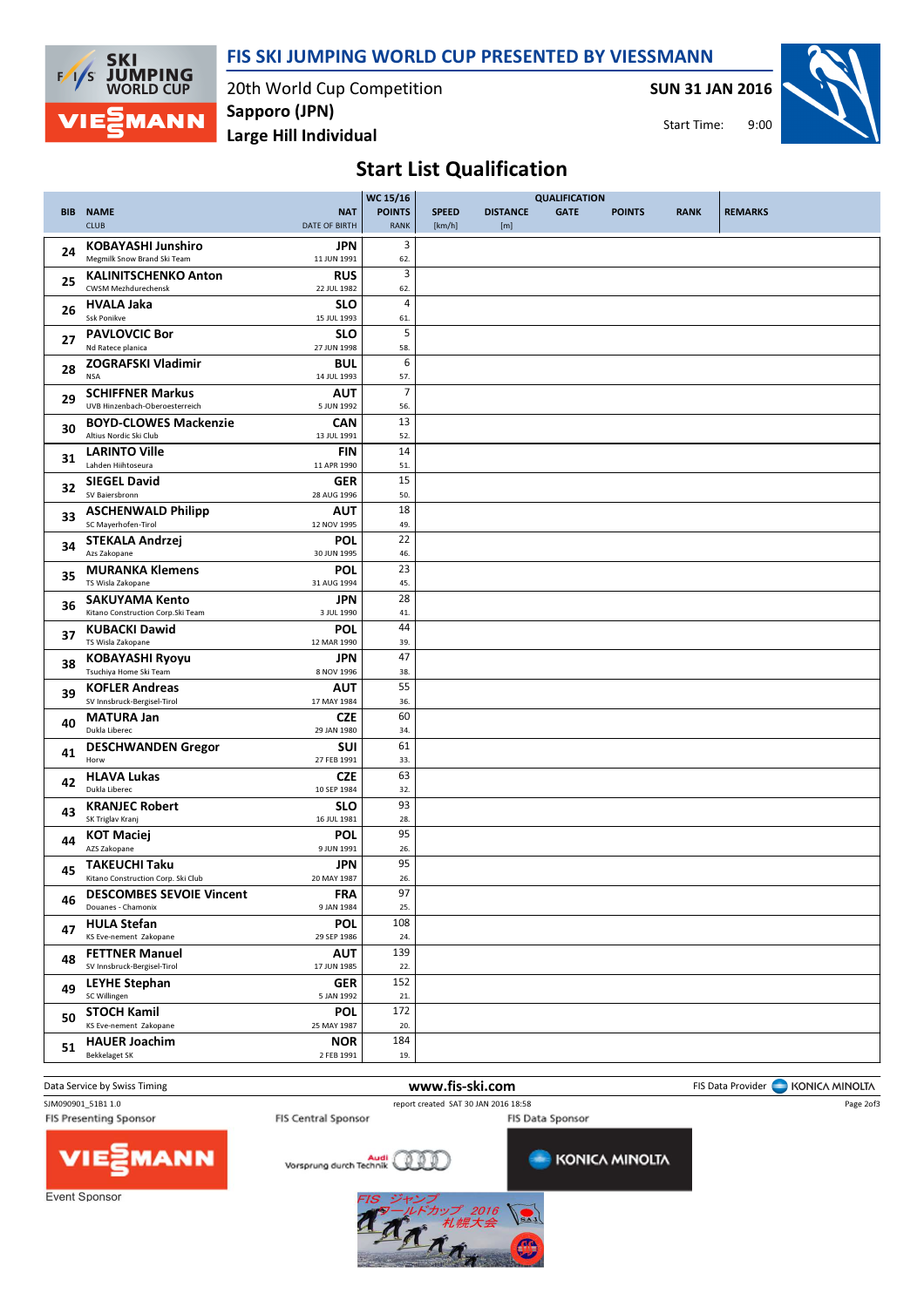# FIS SKI JUMPING WORLD CUP PRESENTED BY VIESSMANN

20th World Cup Competition
Sapporo (JPN)
Large Hill Individual

SUN 31 JAN 2016

Start Time: 9:00

## Start List Qualification

| BIB | NAME<br>CLUB | NAT<br>DATE OF BIRTH | WC 15/16 POINTS<br>RANK | QUALIFICATION SPEED [km/h] | DISTANCE [m] | GATE | POINTS | RANK | REMARKS |
|---|---|---|---|---|---|---|---|---|---|
| 24 | **KOBAYASHI Junshiro**<br>Megmilk Snow Brand Ski Team | JPN<br>11 JUN 1991 | 3<br>62. | | | | | | |
| 25 | **KALINITSCHENKO Anton**<br>CWSM Mezhdurechensk | RUS<br>22 JUL 1982 | 3<br>62. | | | | | | |
| 26 | **HVALA Jaka**<br>Ssk Ponikve | SLO<br>15 JUL 1993 | 4<br>61. | | | | | | |
| 27 | **PAVLOVCIC Bor**<br>Nd Ratece planica | SLO<br>27 JUN 1998 | 5<br>58. | | | | | | |
| 28 | **ZOGRAFSKI Vladimir**<br>NSA | BUL<br>14 JUL 1993 | 6<br>57. | | | | | | |
| 29 | **SCHIFFNER Markus**<br>UVB Hinzenbach-Oberoesterreich | AUT<br>5 JUN 1992 | 7<br>56. | | | | | | |
| 30 | **BOYD-CLOWES Mackenzie**<br>Altius Nordic Ski Club | CAN<br>13 JUL 1991 | 13<br>52. | | | | | | |
| 31 | **LARINTO Ville**<br>Lahden Hiihtoseura | FIN<br>11 APR 1990 | 14<br>51. | | | | | | |
| 32 | **SIEGEL David**<br>SV Baiersbronn | GER<br>28 AUG 1996 | 15<br>50. | | | | | | |
| 33 | **ASCHENWALD Philipp**<br>SC Mayerhofen-Tirol | AUT<br>12 NOV 1995 | 18<br>49. | | | | | | |
| 34 | **STEKALA Andrzej**<br>Azs Zakopane | POL<br>30 JUN 1995 | 22<br>46. | | | | | | |
| 35 | **MURANKA Klemens**<br>TS Wisla Zakopane | POL<br>31 AUG 1994 | 23<br>45. | | | | | | |
| 36 | **SAKUYAMA Kento**<br>Kitano Construction Corp.Ski Team | JPN<br>3 JUL 1990 | 28<br>41. | | | | | | |
| 37 | **KUBACKI Dawid**<br>TS Wisla Zakopane | POL<br>12 MAR 1990 | 44<br>39. | | | | | | |
| 38 | **KOBAYASHI Ryoyu**<br>Tsuchiya Home Ski Team | JPN<br>8 NOV 1996 | 47<br>38. | | | | | | |
| 39 | **KOFLER Andreas**<br>SV Innsbruck-Bergisel-Tirol | AUT<br>17 MAY 1984 | 55<br>36. | | | | | | |
| 40 | **MATURA Jan**<br>Dukla Liberec | CZE<br>29 JAN 1980 | 60<br>34. | | | | | | |
| 41 | **DESCHWANDEN Gregor**<br>Horw | SUI<br>27 FEB 1991 | 61<br>33. | | | | | | |
| 42 | **HLAVA Lukas**<br>Dukla Liberec | CZE<br>10 SEP 1984 | 63<br>32. | | | | | | |
| 43 | **KRANJEC Robert**<br>SK Triglav Kranj | SLO<br>16 JUL 1981 | 93<br>28. | | | | | | |
| 44 | **KOT Maciej**<br>AZS Zakopane | POL<br>9 JUN 1991 | 95<br>26. | | | | | | |
| 45 | **TAKEUCHI Taku**<br>Kitano Construction Corp. Ski Club | JPN<br>20 MAY 1987 | 95<br>26. | | | | | | |
| 46 | **DESCOMBES SEVOIE Vincent**<br>Douanes - Chamonix | FRA<br>9 JAN 1984 | 97<br>25. | | | | | | |
| 47 | **HULA Stefan**<br>KS Eve-nement Zakopane | POL<br>29 SEP 1986 | 108<br>24. | | | | | | |
| 48 | **FETTNER Manuel**<br>SV Innsbruck-Bergisel-Tirol | AUT<br>17 JUN 1985 | 139<br>22. | | | | | | |
| 49 | **LEYHE Stephan**<br>SC Willingen | GER<br>5 JAN 1992 | 152<br>21. | | | | | | |
| 50 | **STOCH Kamil**<br>KS Eve-nement Zakopane | POL<br>25 MAY 1987 | 172<br>20. | | | | | | |
| 51 | **HAUER Joachim**<br>Bekkelaget SK | NOR<br>2 FEB 1991 | 184<br>19. | | | | | | |

Data Service by Swiss Timing — www.fis-ski.com — FIS Data Provider KONICA MINOLTA

SJM090901_51B1 1.0 — report created SAT 30 JAN 2016 18:58

FIS Presenting Sponsor: VIESSMANN — FIS Central Sponsor: Audi Vorsprung durch Technik — FIS Data Sponsor: KONICA MINOLTA

Event Sponsor

FIS ジャンプワールドカップ 2016 札幌大会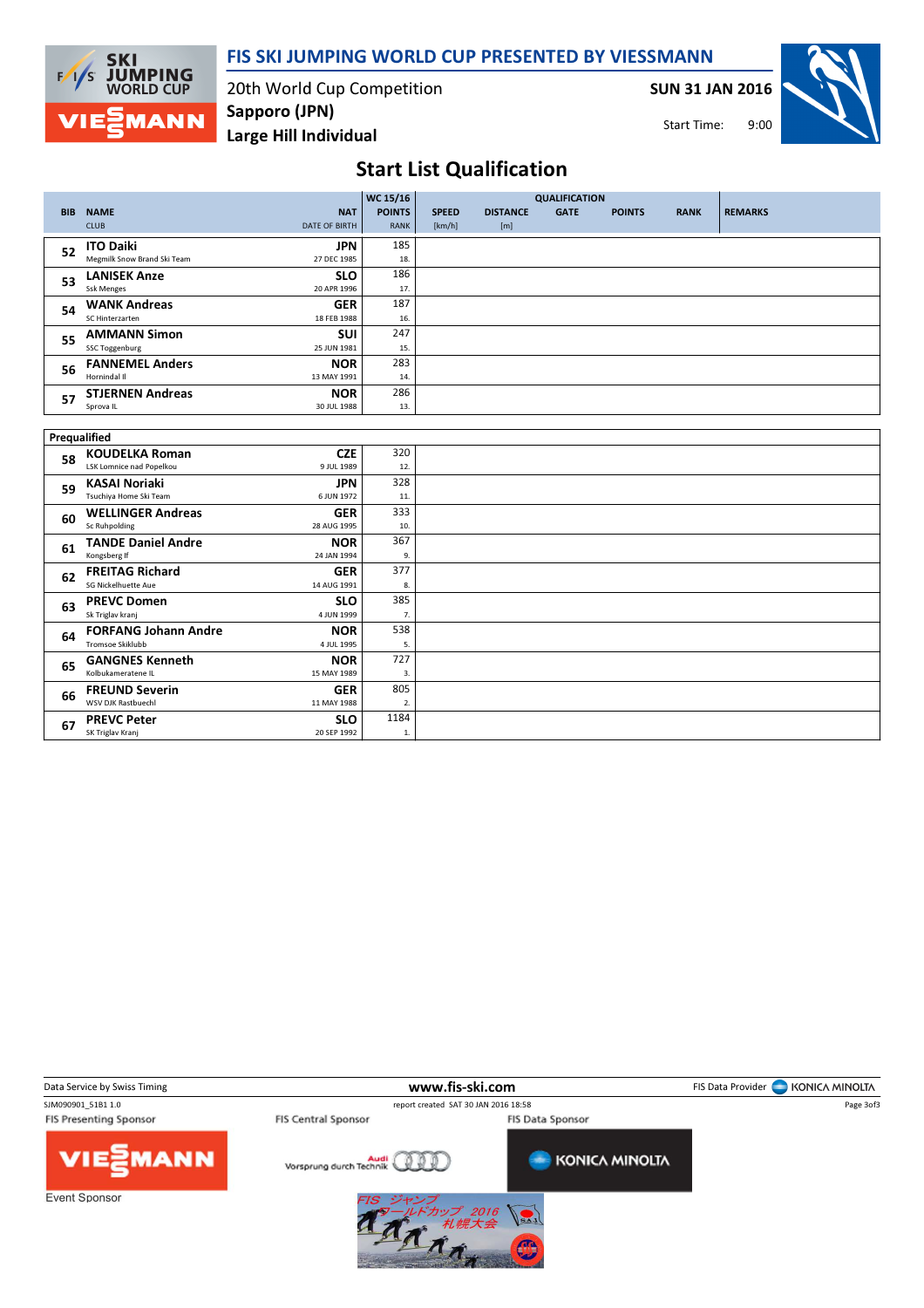# FIS SKI JUMPING WORLD CUP PRESENTED BY VIESSMANN

20th World Cup Competition
**Sapporo (JPN)**
**Large Hill Individual**

**SUN 31 JAN 2016**
Start Time: 9:00

## Start List Qualification

| BIB | NAME / CLUB | NAT / DATE OF BIRTH | WC 15/16 POINTS / RANK | SPEED [km/h] | DISTANCE [m] | GATE | POINTS | RANK | REMARKS |
|---|---|---|---|---|---|---|---|---|---|
| 52 | **ITO Daiki** Megmilk Snow Brand Ski Team | **JPN** 27 DEC 1985 | 185 18. | | | | | | |
| 53 | **LANISEK Anze** Ssk Menges | **SLO** 20 APR 1996 | 186 17. | | | | | | |
| 54 | **WANK Andreas** SC Hinterzarten | **GER** 18 FEB 1988 | 187 16. | | | | | | |
| 55 | **AMMANN Simon** SSC Toggenburg | **SUI** 25 JUN 1981 | 247 15. | | | | | | |
| 56 | **FANNEMEL Anders** Hornindal Il | **NOR** 13 MAY 1991 | 283 14. | | | | | | |
| 57 | **STJERNEN Andreas** Sprova IL | **NOR** 30 JUL 1988 | 286 13. | | | | | | |

**Prequalified**

| BIB | NAME / CLUB | NAT / DATE OF BIRTH | WC 15/16 POINTS / RANK | SPEED [km/h] | DISTANCE [m] | GATE | POINTS | RANK | REMARKS |
|---|---|---|---|---|---|---|---|---|---|
| 58 | **KOUDELKA Roman** LSK Lomnice nad Popelkou | **CZE** 9 JUL 1989 | 320 12. | | | | | | |
| 59 | **KASAI Noriaki** Tsuchiya Home Ski Team | **JPN** 6 JUN 1972 | 328 11. | | | | | | |
| 60 | **WELLINGER Andreas** Sc Ruhpolding | **GER** 28 AUG 1995 | 333 10. | | | | | | |
| 61 | **TANDE Daniel Andre** Kongsberg If | **NOR** 24 JAN 1994 | 367 9. | | | | | | |
| 62 | **FREITAG Richard** SG Nickelhuette Aue | **GER** 14 AUG 1991 | 377 8. | | | | | | |
| 63 | **PREVC Domen** Sk Triglav kranj | **SLO** 4 JUN 1999 | 385 7. | | | | | | |
| 64 | **FORFANG Johann Andre** Tromsoe Skiklubb | **NOR** 4 JUL 1995 | 538 5. | | | | | | |
| 65 | **GANGNES Kenneth** Kolbukameratene IL | **NOR** 15 MAY 1989 | 727 3. | | | | | | |
| 66 | **FREUND Severin** WSV DJK Rastbuechl | **GER** 11 MAY 1988 | 805 2. | | | | | | |
| 67 | **PREVC Peter** SK Triglav Kranj | **SLO** 20 SEP 1992 | 1184 1. | | | | | | |

Data Service by Swiss Timing
www.fis-ski.com
FIS Data Provider KONICA MINOLTA
SJM090901_51B1 1.0
report created SAT 30 JAN 2016 18:58
FIS Presenting Sponsor
FIS Central Sponsor
FIS Data Sponsor
Event Sponsor